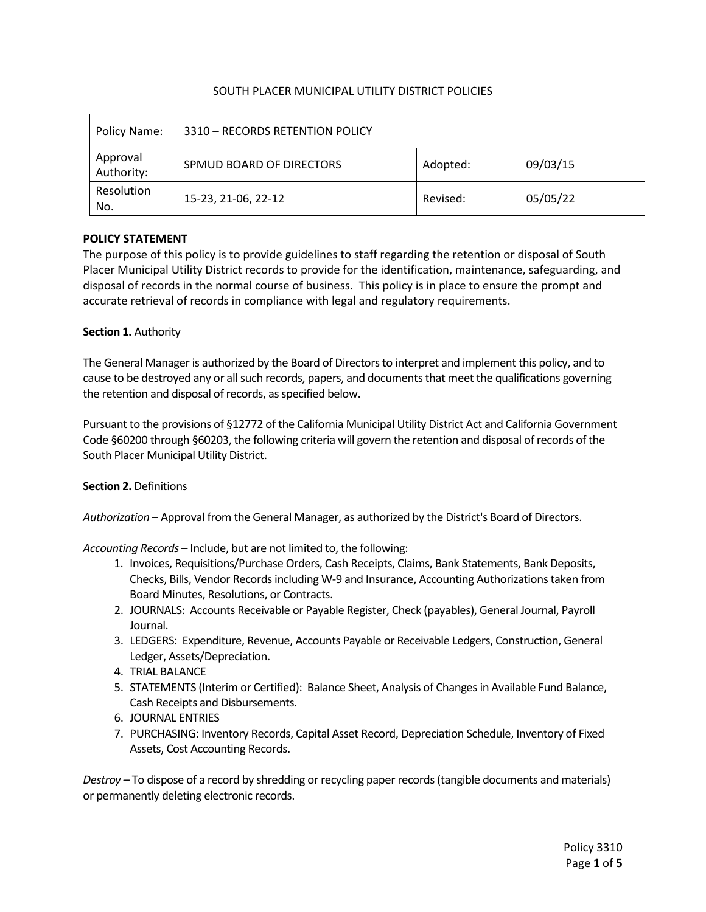SOUTH PLACER MUNICIPAL UTILITY DISTRICT POLICIES

| Policy Name: | 3310 – RECORDS RETENTION POLICY | | |
|---|---|---|---|
| Approval Authority: | SPMUD BOARD OF DIRECTORS | Adopted: | 09/03/15 |
| Resolution No. | 15-23, 21-06, 22-12 | Revised: | 05/05/22 |

**POLICY STATEMENT**

The purpose of this policy is to provide guidelines to staff regarding the retention or disposal of South Placer Municipal Utility District records to provide for the identification, maintenance, safeguarding, and disposal of records in the normal course of business. This policy is in place to ensure the prompt and accurate retrieval of records in compliance with legal and regulatory requirements.

**Section 1.** Authority

The General Manager is authorized by the Board of Directors to interpret and implement this policy, and to cause to be destroyed any or all such records, papers, and documents that meet the qualifications governing the retention and disposal of records, as specified below.

Pursuant to the provisions of §12772 of the California Municipal Utility District Act and California Government Code §60200 through §60203, the following criteria will govern the retention and disposal of records of the South Placer Municipal Utility District.

**Section 2.** Definitions

*Authorization* – Approval from the General Manager, as authorized by the District's Board of Directors.

*Accounting Records* – Include, but are not limited to, the following:

1. Invoices, Requisitions/Purchase Orders, Cash Receipts, Claims, Bank Statements, Bank Deposits, Checks, Bills, Vendor Records including W-9 and Insurance, Accounting Authorizations taken from Board Minutes, Resolutions, or Contracts.
2. JOURNALS: Accounts Receivable or Payable Register, Check (payables), General Journal, Payroll Journal.
3. LEDGERS: Expenditure, Revenue, Accounts Payable or Receivable Ledgers, Construction, General Ledger, Assets/Depreciation.
4. TRIAL BALANCE
5. STATEMENTS (Interim or Certified): Balance Sheet, Analysis of Changes in Available Fund Balance, Cash Receipts and Disbursements.
6. JOURNAL ENTRIES
7. PURCHASING: Inventory Records, Capital Asset Record, Depreciation Schedule, Inventory of Fixed Assets, Cost Accounting Records.

*Destroy* – To dispose of a record by shredding or recycling paper records (tangible documents and materials) or permanently deleting electronic records.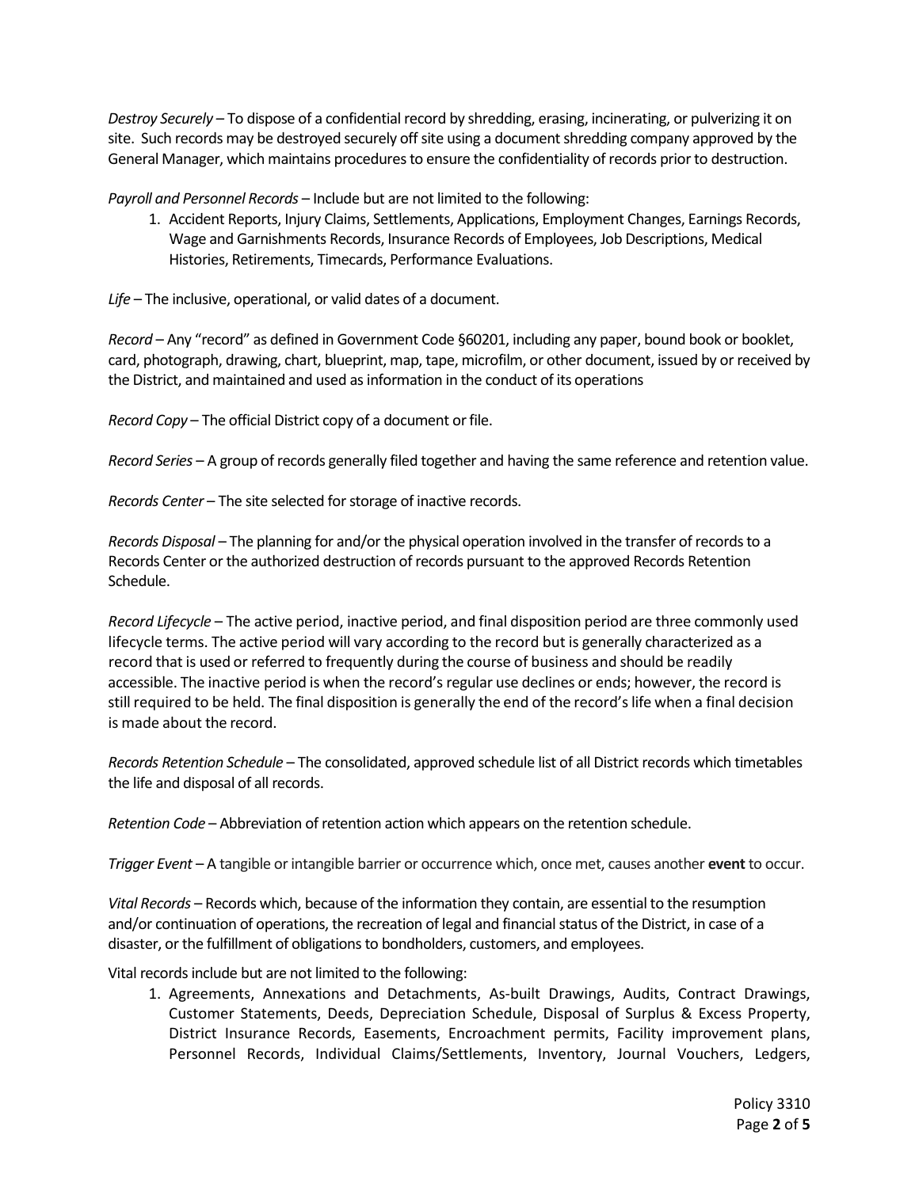*Destroy Securely* – To dispose of a confidential record by shredding, erasing, incinerating, or pulverizing it on site. Such records may be destroyed securely off site using a document shredding company approved by the General Manager, which maintains procedures to ensure the confidentiality of records prior to destruction.

*Payroll and Personnel Records* – Include but are not limited to the following:

1. Accident Reports, Injury Claims, Settlements, Applications, Employment Changes, Earnings Records, Wage and Garnishments Records, Insurance Records of Employees, Job Descriptions, Medical Histories, Retirements, Timecards, Performance Evaluations.

*Life* – The inclusive, operational, or valid dates of a document.

*Record* – Any "record" as defined in Government Code §60201, including any paper, bound book or booklet, card, photograph, drawing, chart, blueprint, map, tape, microfilm, or other document, issued by or received by the District, and maintained and used as information in the conduct of its operations

*Record Copy* – The official District copy of a document or file.

*Record Series* – A group of records generally filed together and having the same reference and retention value.

*Records Center* – The site selected for storage of inactive records.

*Records Disposal* – The planning for and/or the physical operation involved in the transfer of records to a Records Center or the authorized destruction of records pursuant to the approved Records Retention Schedule.

*Record Lifecycle* – The active period, inactive period, and final disposition period are three commonly used lifecycle terms. The active period will vary according to the record but is generally characterized as a record that is used or referred to frequently during the course of business and should be readily accessible. The inactive period is when the record's regular use declines or ends; however, the record is still required to be held. The final disposition is generally the end of the record's life when a final decision is made about the record.

*Records Retention Schedule* – The consolidated, approved schedule list of all District records which timetables the life and disposal of all records.

*Retention Code* – Abbreviation of retention action which appears on the retention schedule.

*Trigger Event* – A tangible or intangible barrier or occurrence which, once met, causes another **event** to occur.

*Vital Records* – Records which, because of the information they contain, are essential to the resumption and/or continuation of operations, the recreation of legal and financial status of the District, in case of a disaster, or the fulfillment of obligations to bondholders, customers, and employees.

Vital records include but are not limited to the following:

1. Agreements, Annexations and Detachments, As-built Drawings, Audits, Contract Drawings, Customer Statements, Deeds, Depreciation Schedule, Disposal of Surplus & Excess Property, District Insurance Records, Easements, Encroachment permits, Facility improvement plans, Personnel Records, Individual Claims/Settlements, Inventory, Journal Vouchers, Ledgers,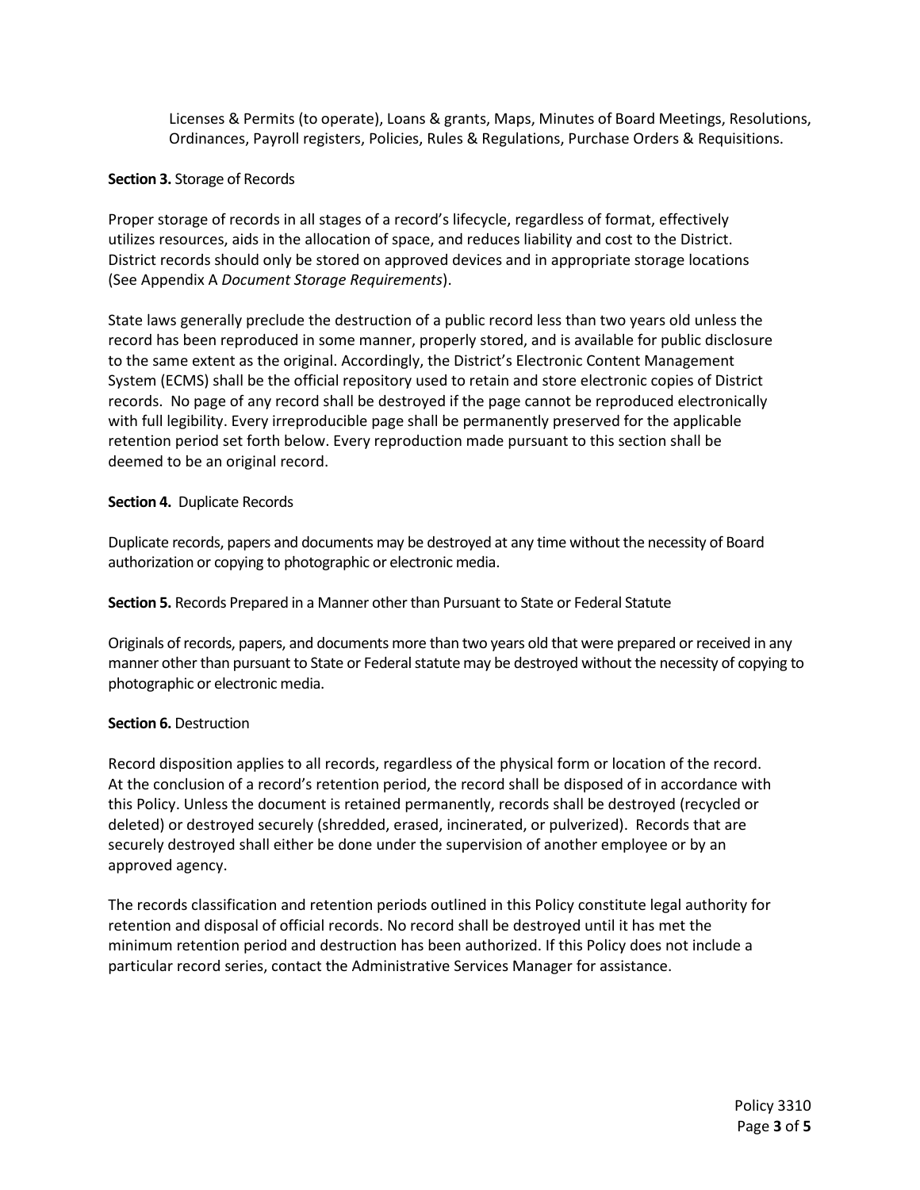Licenses & Permits (to operate), Loans & grants, Maps, Minutes of Board Meetings, Resolutions, Ordinances, Payroll registers, Policies, Rules & Regulations, Purchase Orders & Requisitions.

**Section 3.** Storage of Records

Proper storage of records in all stages of a record's lifecycle, regardless of format, effectively utilizes resources, aids in the allocation of space, and reduces liability and cost to the District. District records should only be stored on approved devices and in appropriate storage locations (See Appendix A *Document Storage Requirements*).

State laws generally preclude the destruction of a public record less than two years old unless the record has been reproduced in some manner, properly stored, and is available for public disclosure to the same extent as the original. Accordingly, the District's Electronic Content Management System (ECMS) shall be the official repository used to retain and store electronic copies of District records. No page of any record shall be destroyed if the page cannot be reproduced electronically with full legibility. Every irreproducible page shall be permanently preserved for the applicable retention period set forth below. Every reproduction made pursuant to this section shall be deemed to be an original record.

**Section 4.** Duplicate Records

Duplicate records, papers and documents may be destroyed at any time without the necessity of Board authorization or copying to photographic or electronic media.

**Section 5.** Records Prepared in a Manner other than Pursuant to State or Federal Statute

Originals of records, papers, and documents more than two years old that were prepared or received in any manner other than pursuant to State or Federal statute may be destroyed without the necessity of copying to photographic or electronic media.

**Section 6.** Destruction

Record disposition applies to all records, regardless of the physical form or location of the record. At the conclusion of a record's retention period, the record shall be disposed of in accordance with this Policy. Unless the document is retained permanently, records shall be destroyed (recycled or deleted) or destroyed securely (shredded, erased, incinerated, or pulverized). Records that are securely destroyed shall either be done under the supervision of another employee or by an approved agency.

The records classification and retention periods outlined in this Policy constitute legal authority for retention and disposal of official records. No record shall be destroyed until it has met the minimum retention period and destruction has been authorized. If this Policy does not include a particular record series, contact the Administrative Services Manager for assistance.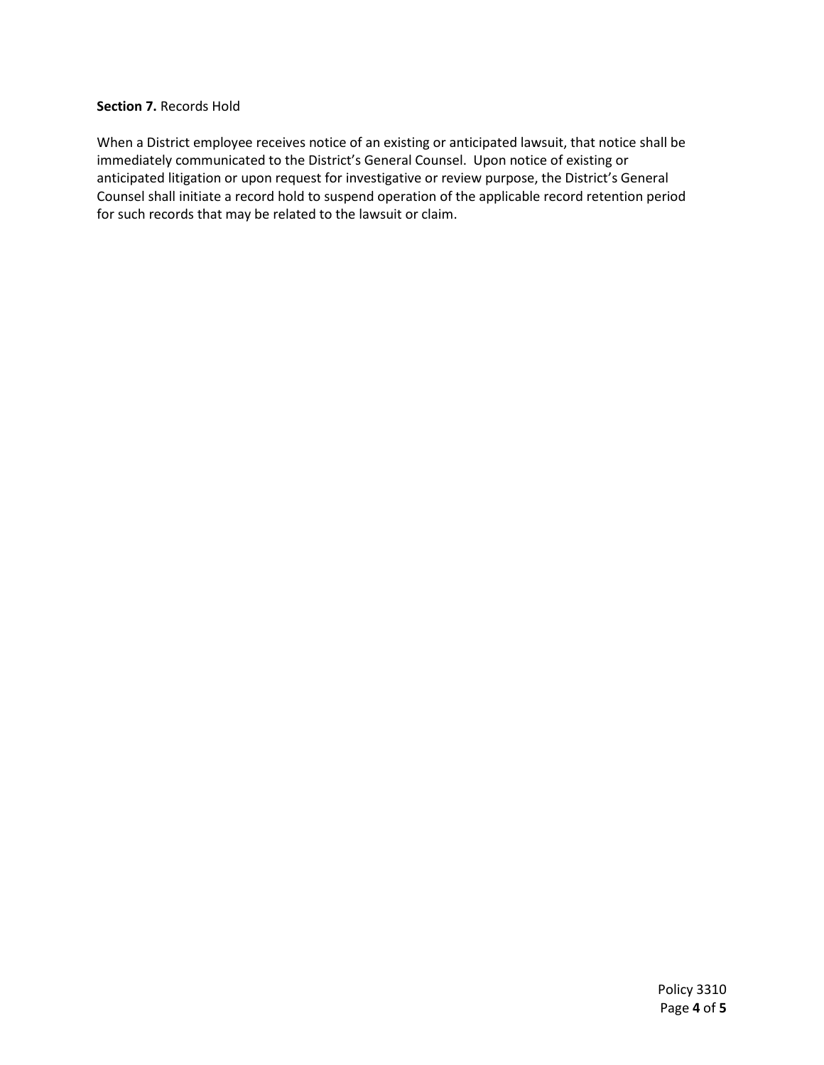**Section 7.** Records Hold

When a District employee receives notice of an existing or anticipated lawsuit, that notice shall be immediately communicated to the District's General Counsel. Upon notice of existing or anticipated litigation or upon request for investigative or review purpose, the District's General Counsel shall initiate a record hold to suspend operation of the applicable record retention period for such records that may be related to the lawsuit or claim.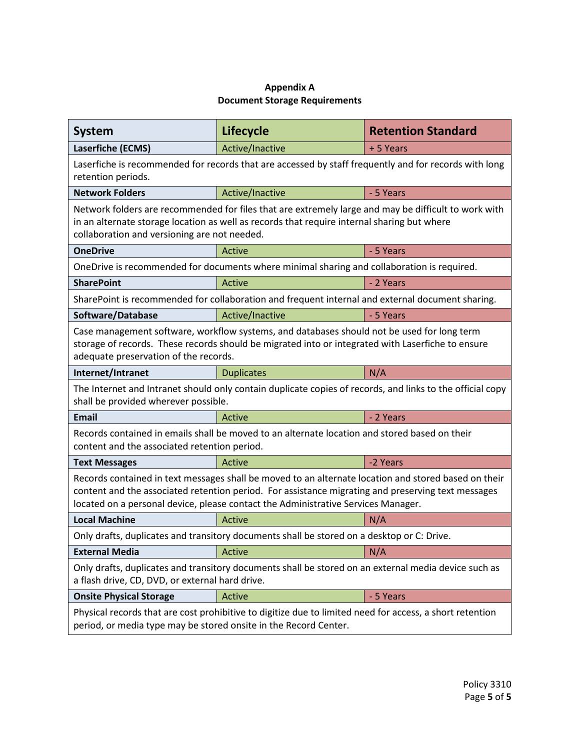**Appendix A**
**Document Storage Requirements**

| System | Lifecycle | Retention Standard |
|---|---|---|
| **Laserfiche (ECMS)** | Active/Inactive | + 5 Years |
| Laserfiche is recommended for records that are accessed by staff frequently and for records with long retention periods. | | |
| **Network Folders** | Active/Inactive | - 5 Years |
| Network folders are recommended for files that are extremely large and may be difficult to work with in an alternate storage location as well as records that require internal sharing but where collaboration and versioning are not needed. | | |
| **OneDrive** | Active | - 5 Years |
| OneDrive is recommended for documents where minimal sharing and collaboration is required. | | |
| **SharePoint** | Active | - 2 Years |
| SharePoint is recommended for collaboration and frequent internal and external document sharing. | | |
| **Software/Database** | Active/Inactive | - 5 Years |
| Case management software, workflow systems, and databases should not be used for long term storage of records. These records should be migrated into or integrated with Laserfiche to ensure adequate preservation of the records. | | |
| **Internet/Intranet** | Duplicates | N/A |
| The Internet and Intranet should only contain duplicate copies of records, and links to the official copy shall be provided wherever possible. | | |
| **Email** | Active | - 2 Years |
| Records contained in emails shall be moved to an alternate location and stored based on their content and the associated retention period. | | |
| **Text Messages** | Active | -2 Years |
| Records contained in text messages shall be moved to an alternate location and stored based on their content and the associated retention period. For assistance migrating and preserving text messages located on a personal device, please contact the Administrative Services Manager. | | |
| **Local Machine** | Active | N/A |
| Only drafts, duplicates and transitory documents shall be stored on a desktop or C: Drive. | | |
| **External Media** | Active | N/A |
| Only drafts, duplicates and transitory documents shall be stored on an external media device such as a flash drive, CD, DVD, or external hard drive. | | |
| **Onsite Physical Storage** | Active | - 5 Years |
| Physical records that are cost prohibitive to digitize due to limited need for access, a short retention period, or media type may be stored onsite in the Record Center. | | |

Policy 3310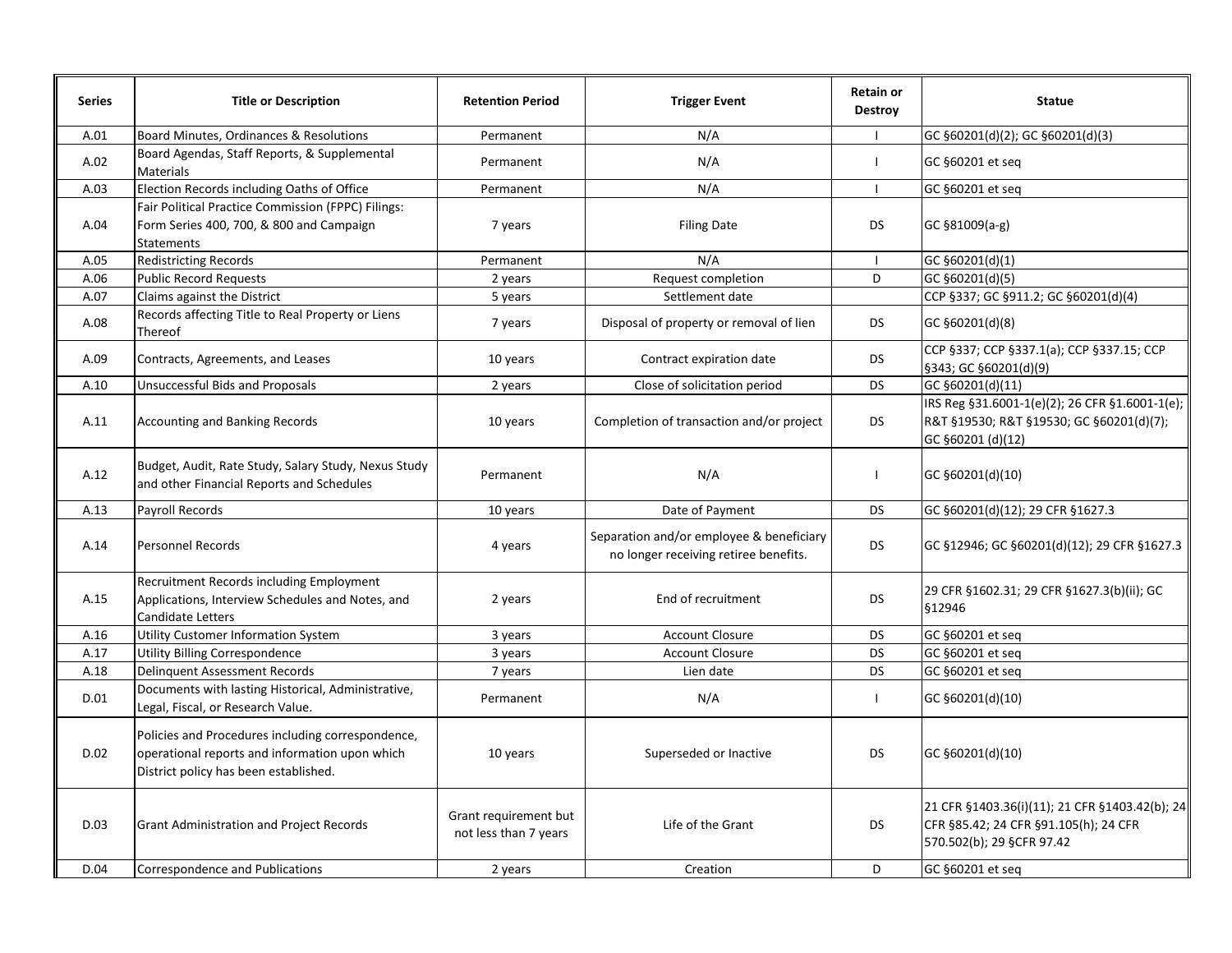| Series | Title or Description | Retention Period | Trigger Event | Retain or Destroy | Statue |
|---|---|---|---|---|---|
| A.01 | Board Minutes, Ordinances & Resolutions | Permanent | N/A | I | GC §60201(d)(2); GC §60201(d)(3) |
| A.02 | Board Agendas, Staff Reports, & Supplemental Materials | Permanent | N/A | I | GC §60201 et seq |
| A.03 | Election Records including Oaths of Office | Permanent | N/A | I | GC §60201 et seq |
| A.04 | Fair Political Practice Commission (FPPC) Filings: Form Series 400, 700, & 800 and Campaign Statements | 7 years | Filing Date | DS | GC §81009(a-g) |
| A.05 | Redistricting Records | Permanent | N/A | I | GC §60201(d)(1) |
| A.06 | Public Record Requests | 2 years | Request completion | D | GC §60201(d)(5) |
| A.07 | Claims against the District | 5 years | Settlement date | | CCP §337; GC §911.2; GC §60201(d)(4) |
| A.08 | Records affecting Title to Real Property or Liens Thereof | 7 years | Disposal of property or removal of lien | DS | GC §60201(d)(8) |
| A.09 | Contracts, Agreements, and Leases | 10 years | Contract expiration date | DS | CCP §337; CCP §337.1(a); CCP §337.15; CCP §343; GC §60201(d)(9) |
| A.10 | Unsuccessful Bids and Proposals | 2 years | Close of solicitation period | DS | GC §60201(d)(11) |
| A.11 | Accounting and Banking Records | 10 years | Completion of transaction and/or project | DS | IRS Reg §31.6001-1(e)(2); 26 CFR §1.6001-1(e); R&T §19530; R&T §19530; GC §60201(d)(7); GC §60201 (d)(12) |
| A.12 | Budget, Audit, Rate Study, Salary Study, Nexus Study and other Financial Reports and Schedules | Permanent | N/A | I | GC §60201(d)(10) |
| A.13 | Payroll Records | 10 years | Date of Payment | DS | GC §60201(d)(12); 29 CFR §1627.3 |
| A.14 | Personnel Records | 4 years | Separation and/or employee & beneficiary no longer receiving retiree benefits. | DS | GC §12946; GC §60201(d)(12); 29 CFR §1627.3 |
| A.15 | Recruitment Records including Employment Applications, Interview Schedules and Notes, and Candidate Letters | 2 years | End of recruitment | DS | 29 CFR §1602.31; 29 CFR §1627.3(b)(ii); GC §12946 |
| A.16 | Utility Customer Information System | 3 years | Account Closure | DS | GC §60201 et seq |
| A.17 | Utility Billing Correspondence | 3 years | Account Closure | DS | GC §60201 et seq |
| A.18 | Delinquent Assessment Records | 7 years | Lien date | DS | GC §60201 et seq |
| D.01 | Documents with lasting Historical, Administrative, Legal, Fiscal, or Research Value. | Permanent | N/A | I | GC §60201(d)(10) |
| D.02 | Policies and Procedures including correspondence, operational reports and information upon which District policy has been established. | 10 years | Superseded or Inactive | DS | GC §60201(d)(10) |
| D.03 | Grant Administration and Project Records | Grant requirement but not less than 7 years | Life of the Grant | DS | 21 CFR §1403.36(i)(11); 21 CFR §1403.42(b); 24 CFR §85.42; 24 CFR §91.105(h); 24 CFR 570.502(b); 29 §CFR 97.42 |
| D.04 | Correspondence and Publications | 2 years | Creation | D | GC §60201 et seq |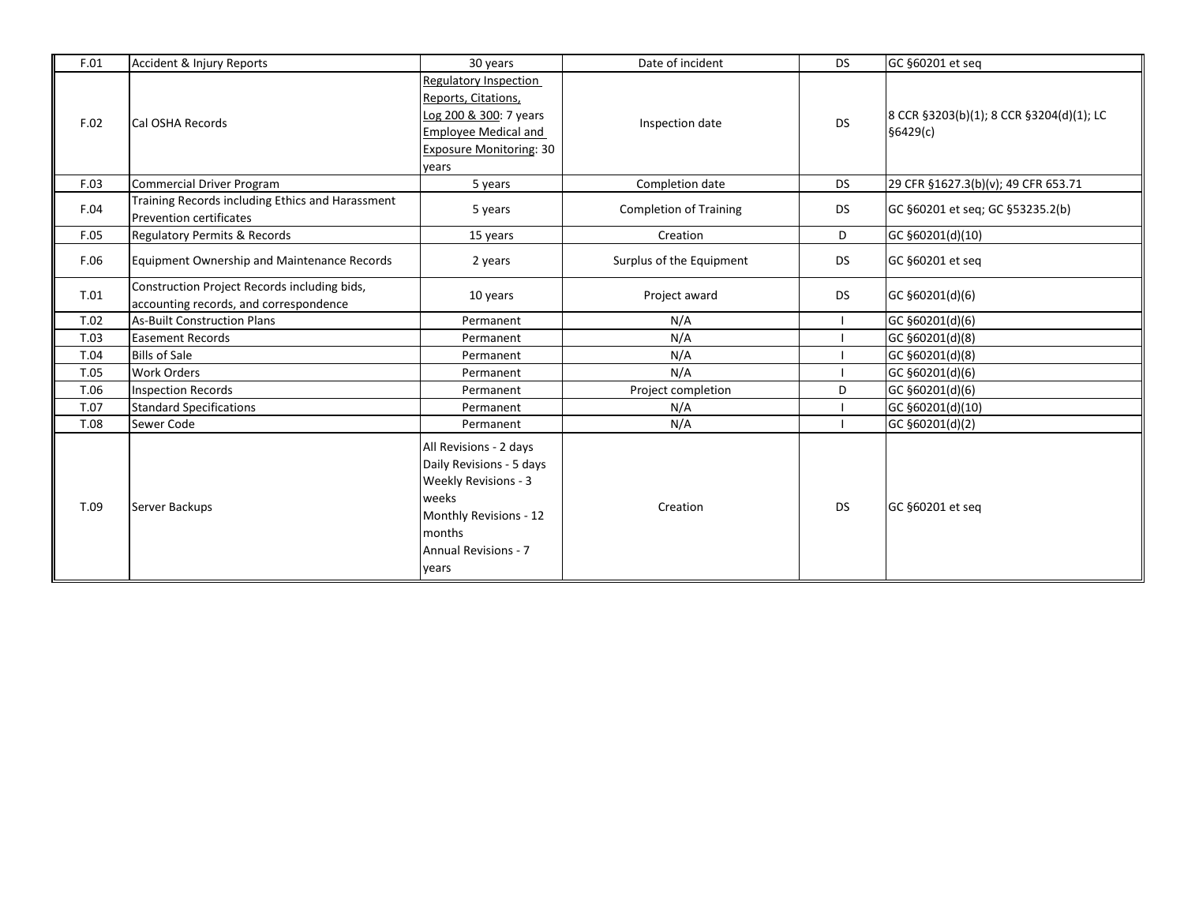| | | | | | |
|---|---|---|---|---|---|
| F.01 | Accident & Injury Reports | 30 years | Date of incident | DS | GC §60201 et seq |
| F.02 | Cal OSHA Records | Regulatory Inspection Reports, Citations, Log 200 & 300: 7 years<br>Employee Medical and Exposure Monitoring: 30 years | Inspection date | DS | 8 CCR §3203(b)(1); 8 CCR §3204(d)(1); LC §6429(c) |
| F.03 | Commercial Driver Program | 5 years | Completion date | DS | 29 CFR §1627.3(b)(v); 49 CFR 653.71 |
| F.04 | Training Records including Ethics and Harassment Prevention certificates | 5 years | Completion of Training | DS | GC §60201 et seq; GC §53235.2(b) |
| F.05 | Regulatory Permits & Records | 15 years | Creation | D | GC §60201(d)(10) |
| F.06 | Equipment Ownership and Maintenance Records | 2 years | Surplus of the Equipment | DS | GC §60201 et seq |
| T.01 | Construction Project Records including bids, accounting records, and correspondence | 10 years | Project award | DS | GC §60201(d)(6) |
| T.02 | As-Built Construction Plans | Permanent | N/A | I | GC §60201(d)(6) |
| T.03 | Easement Records | Permanent | N/A | I | GC §60201(d)(8) |
| T.04 | Bills of Sale | Permanent | N/A | I | GC §60201(d)(8) |
| T.05 | Work Orders | Permanent | N/A | I | GC §60201(d)(6) |
| T.06 | Inspection Records | Permanent | Project completion | D | GC §60201(d)(6) |
| T.07 | Standard Specifications | Permanent | N/A | I | GC §60201(d)(10) |
| T.08 | Sewer Code | Permanent | N/A | I | GC §60201(d)(2) |
| T.09 | Server Backups | All Revisions - 2 days<br>Daily Revisions - 5 days<br>Weekly Revisions - 3 weeks<br>Monthly Revisions - 12 months<br>Annual Revisions - 7 years | Creation | DS | GC §60201 et seq |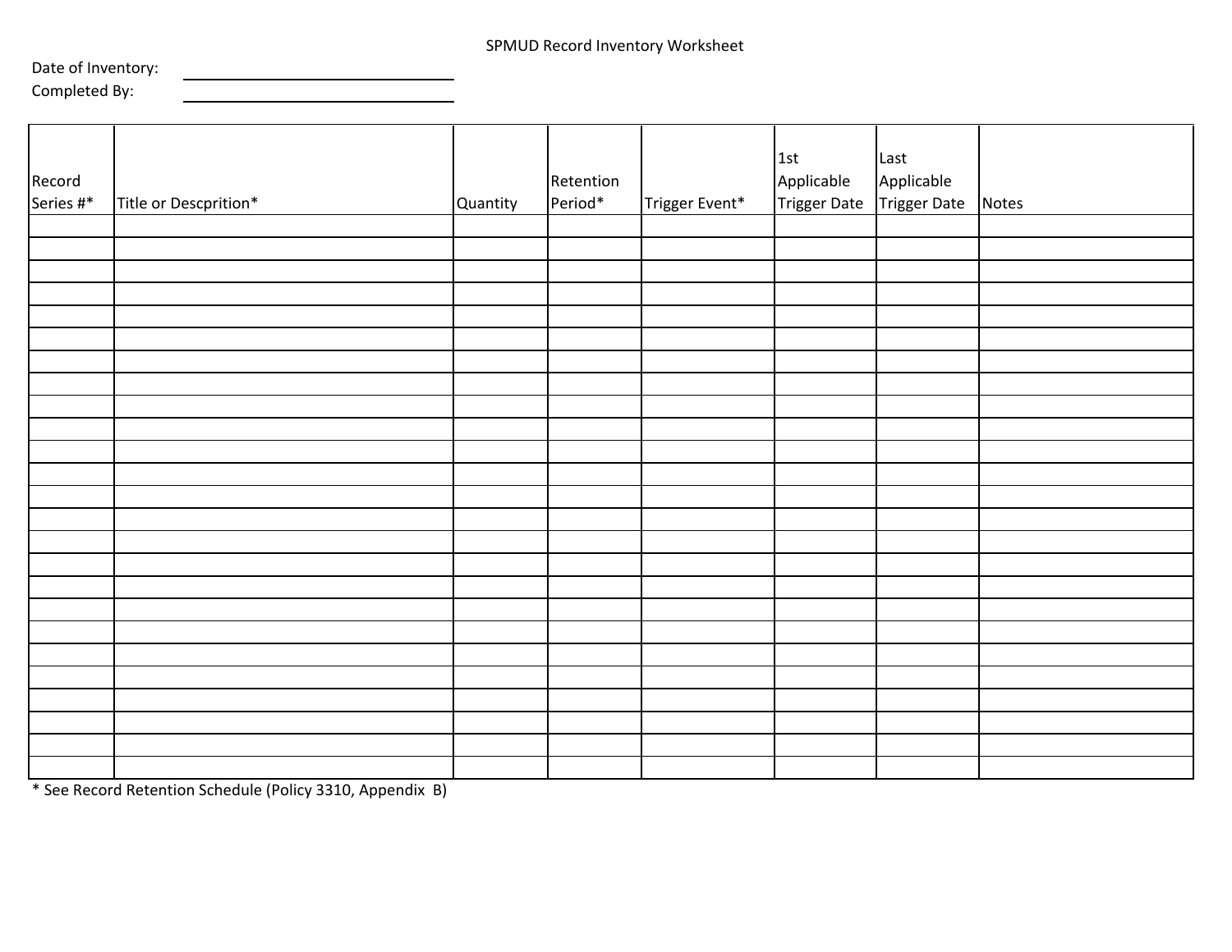# SPMUD Record Inventory Worksheet

Date of Inventory: ______________________________

Completed By: ______________________________

| Record Series #* | Title or Descprition* | Quantity | Retention Period* | Trigger Event* | 1st Applicable Trigger Date | Last Applicable Trigger Date | Notes |
|---|---|---|---|---|---|---|---|
| | | | | | | | |
| | | | | | | | |
| | | | | | | | |
| | | | | | | | |
| | | | | | | | |
| | | | | | | | |
| | | | | | | | |
| | | | | | | | |
| | | | | | | | |
| | | | | | | | |
| | | | | | | | |
| | | | | | | | |
| | | | | | | | |
| | | | | | | | |
| | | | | | | | |
| | | | | | | | |
| | | | | | | | |
| | | | | | | | |
| | | | | | | | |
| | | | | | | | |
| | | | | | | | |
| | | | | | | | |
| | | | | | | | |
| | | | | | | | |
| | | | | | | | |

* See Record Retention Schedule (Policy 3310, Appendix B)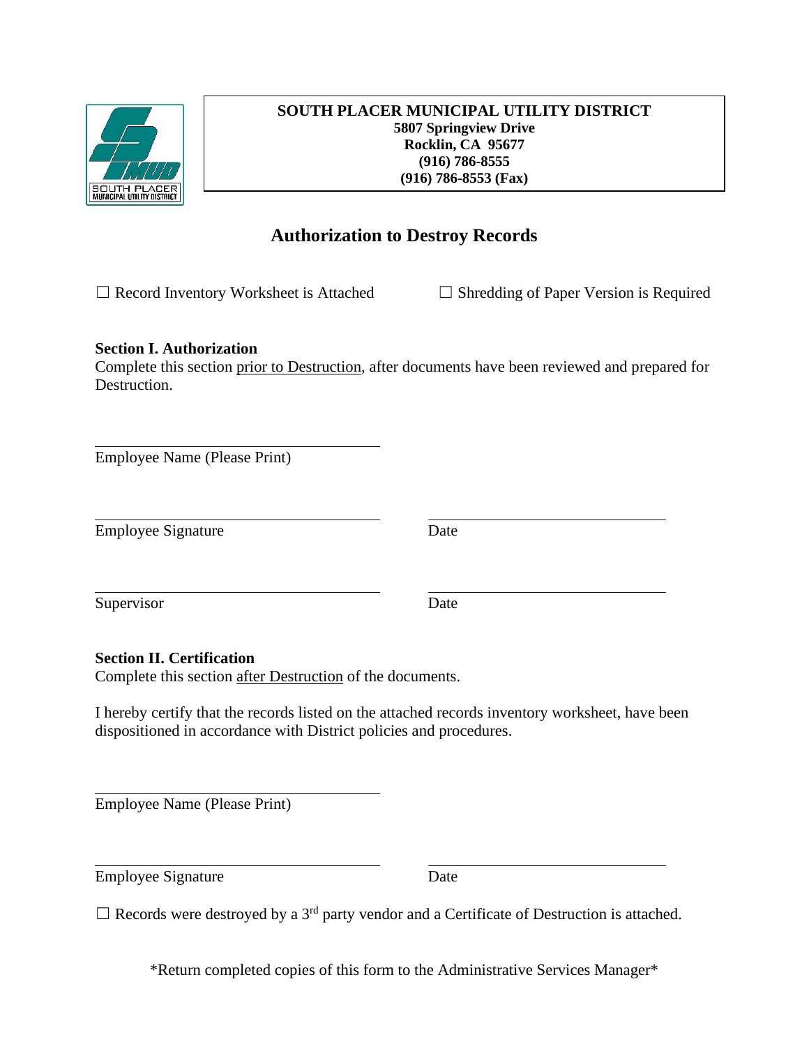**SOUTH PLACER MUNICIPAL UTILITY DISTRICT**
**5807 Springview Drive**
**Rocklin, CA 95677**
**(916) 786-8555**
**(916) 786-8553 (Fax)**

# Authorization to Destroy Records

☐ Record Inventory Worksheet is Attached ☐ Shredding of Paper Version is Required

**Section I. Authorization**

Complete this section prior to Destruction, after documents have been reviewed and prepared for Destruction.

\_\_\_\_\_\_\_\_\_\_\_\_\_\_\_\_\_\_\_\_\_\_\_\_\_\_\_\_\_\_\_\_\_\_\_\_
Employee Name (Please Print)

\_\_\_\_\_\_\_\_\_\_\_\_\_\_\_\_\_\_\_\_\_\_\_\_\_\_\_\_\_\_\_\_\_\_\_\_ \_\_\_\_\_\_\_\_\_\_\_\_\_\_\_\_\_\_\_\_\_\_\_\_\_\_\_\_\_\_
Employee Signature Date

\_\_\_\_\_\_\_\_\_\_\_\_\_\_\_\_\_\_\_\_\_\_\_\_\_\_\_\_\_\_\_\_\_\_\_\_ \_\_\_\_\_\_\_\_\_\_\_\_\_\_\_\_\_\_\_\_\_\_\_\_\_\_\_\_\_\_
Supervisor Date

**Section II. Certification**

Complete this section after Destruction of the documents.

I hereby certify that the records listed on the attached records inventory worksheet, have been dispositioned in accordance with District policies and procedures.

\_\_\_\_\_\_\_\_\_\_\_\_\_\_\_\_\_\_\_\_\_\_\_\_\_\_\_\_\_\_\_\_\_\_\_\_
Employee Name (Please Print)

\_\_\_\_\_\_\_\_\_\_\_\_\_\_\_\_\_\_\_\_\_\_\_\_\_\_\_\_\_\_\_\_\_\_\_\_ \_\_\_\_\_\_\_\_\_\_\_\_\_\_\_\_\_\_\_\_\_\_\_\_\_\_\_\_\_\_
Employee Signature Date

☐ Records were destroyed by a 3rd party vendor and a Certificate of Destruction is attached.

*Return completed copies of this form to the Administrative Services Manager*